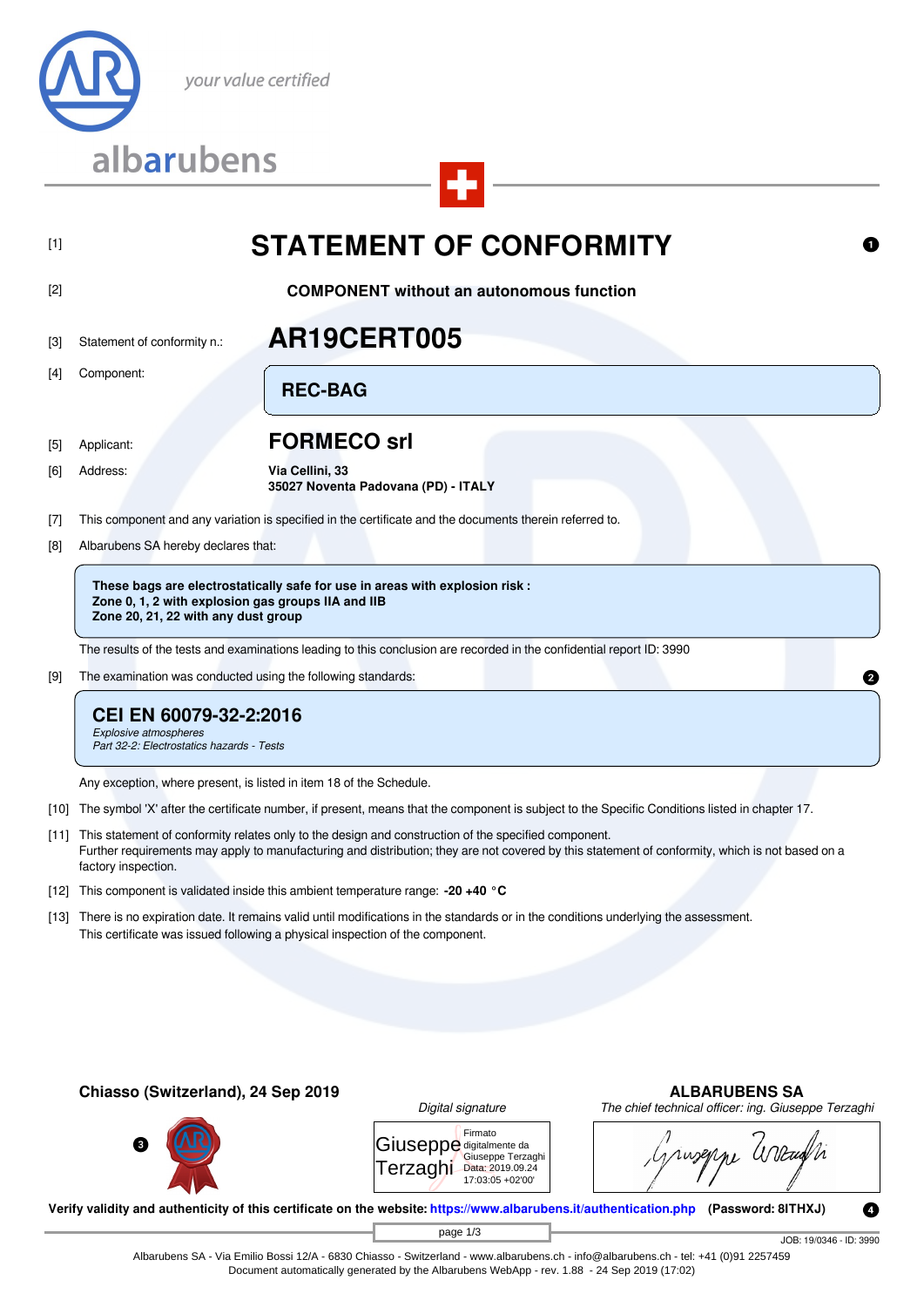your value certified

albarubens

[1] # STATEMENT OF CONFORMITY

[2] **COMPONENT without an autonomous function**

[3] Statement of conformity n.: **AR19CERT005**

[4] Component: **REC-BAG**

[5] Applicant: **FORMECO srl**

[6] Address: **Via Cellini, 33**
**35027 Noventa Padovana (PD) - ITALY**

[7] This component and any variation is specified in the certificate and the documents therein referred to.

[8] Albarubens SA hereby declares that:

**These bags are electrostatically safe for use in areas with explosion risk :**
**Zone 0, 1, 2 with explosion gas groups IIA and IIB**
**Zone 20, 21, 22 with any dust group**

The results of the tests and examinations leading to this conclusion are recorded in the confidential report ID: 3990

[9] The examination was conducted using the following standards:

**CEI EN 60079-32-2:2016**
*Explosive atmospheres*
*Part 32-2: Electrostatics hazards - Tests*

Any exception, where present, is listed in item 18 of the Schedule.

[10] The symbol 'X' after the certificate number, if present, means that the component is subject to the Specific Conditions listed in chapter 17.

[11] This statement of conformity relates only to the design and construction of the specified component.
Further requirements may apply to manufacturing and distribution; they are not covered by this statement of conformity, which is not based on a factory inspection.

[12] This component is validated inside this ambient temperature range: **-20 +40 °C**

[13] There is no expiration date. It remains valid until modifications in the standards or in the conditions underlying the assessment.
This certificate was issued following a physical inspection of the component.

**Chiasso (Switzerland), 24 Sep 2019**

*Digital signature*

Giuseppe Terzaghi — Firmato digitalmente da Giuseppe Terzaghi Data: 2019.09.24 17:03:05 +02'00'

**ALBARUBENS SA**
*The chief technical officer: ing. Giuseppe Terzaghi*

**Verify validity and authenticity of this certificate on the website: https://www.albarubens.it/authentication.php (Password: 8ITHXJ)**

JOB: 19/0346 - ID: 3990

Albarubens SA - Via Emilio Bossi 12/A - 6830 Chiasso - Switzerland - www.albarubens.ch - info@albarubens.ch - tel: +41 (0)91 2257459
Document automatically generated by the Albarubens WebApp - rev. 1.88 - 24 Sep 2019 (17:02)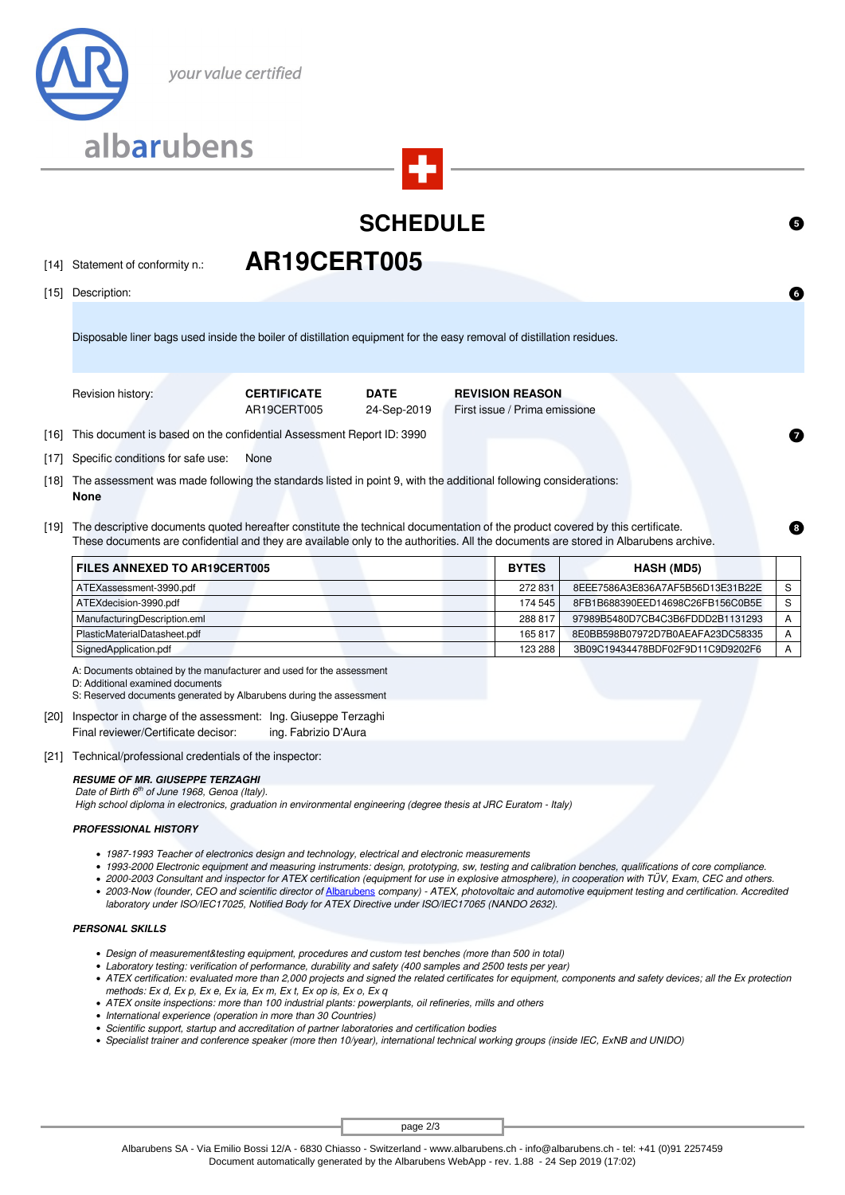albarubens

*your value certified*

# SCHEDULE

[14] Statement of conformity n.: **AR19CERT005**

[15] Description:

Disposable liner bags used inside the boiler of distillation equipment for the easy removal of distillation residues.

| Revision history: | CERTIFICATE | DATE | REVISION REASON |
|---|---|---|---|
| | AR19CERT005 | 24-Sep-2019 | First issue / Prima emissione |

[16] This document is based on the confidential Assessment Report ID: 3990

[17] Specific conditions for safe use: None

[18] The assessment was made following the standards listed in point 9, with the additional following considerations:
**None**

[19] The descriptive documents quoted hereafter constitute the technical documentation of the product covered by this certificate.
These documents are confidential and they are available only to the authorities. All the documents are stored in Albarubens archive.

| FILES ANNEXED TO AR19CERT005 | BYTES | HASH (MD5) | |
|---|---|---|---|
| ATEXassessment-3990.pdf | 272 831 | 8EEE7586A3E836A7AF5B56D13E31B22E | S |
| ATEXdecision-3990.pdf | 174 545 | 8FB1B688390EED14698C26FB156C0B5E | S |
| ManufacturingDescription.eml | 288 817 | 97989B5480D7CB4C3B6FDDD2B1131293 | A |
| PlasticMaterialDatasheet.pdf | 165 817 | 8E0BB598B07972D7B0AEAFA23DC58335 | A |
| SignedApplication.pdf | 123 288 | 3B09C19434478BDF02F9D11C9D9202F6 | A |

A: Documents obtained by the manufacturer and used for the assessment
D: Additional examined documents
S: Reserved documents generated by Albarubens during the assessment

[20] Inspector in charge of the assessment: Ing. Giuseppe Terzaghi
Final reviewer/Certificate decisor: ing. Fabrizio D'Aura

[21] Technical/professional credentials of the inspector:

***RESUME OF MR. GIUSEPPE TERZAGHI***
*Date of Birth 6th of June 1968, Genoa (Italy).*
*High school diploma in electronics, graduation in environmental engineering (degree thesis at JRC Euratom - Italy)*

***PROFESSIONAL HISTORY***

- *1987-1993 Teacher of electronics design and technology, electrical and electronic measurements*
- *1993-2000 Electronic equipment and measuring instruments: design, prototyping, sw, testing and calibration benches, qualifications of core compliance.*
- *2000-2003 Consultant and inspector for ATEX certification (equipment for use in explosive atmosphere), in cooperation with TÜV, Exam, CEC and others.*
- *2003-Now (founder, CEO and scientific director of Albarubens company) - ATEX, photovoltaic and automotive equipment testing and certification. Accredited laboratory under ISO/IEC17025, Notified Body for ATEX Directive under ISO/IEC17065 (NANDO 2632).*

***PERSONAL SKILLS***

- *Design of measurement&testing equipment, procedures and custom test benches (more than 500 in total)*
- *Laboratory testing: verification of performance, durability and safety (400 samples and 2500 tests per year)*
- *ATEX certification: evaluated more than 2,000 projects and signed the related certificates for equipment, components and safety devices; all the Ex protection methods: Ex d, Ex p, Ex e, Ex ia, Ex m, Ex t, Ex op is, Ex o, Ex q*
- *ATEX onsite inspections: more than 100 industrial plants: powerplants, oil refineries, mills and others*
- *International experience (operation in more than 30 Countries)*
- *Scientific support, startup and accreditation of partner laboratories and certification bodies*
- *Specialist trainer and conference speaker (more then 10/year), international technical working groups (inside IEC, ExNB and UNIDO)*

Albarubens SA - Via Emilio Bossi 12/A - 6830 Chiasso - Switzerland - www.albarubens.ch - info@albarubens.ch - tel: +41 (0)91 2257459
Document automatically generated by the Albarubens WebApp - rev. 1.88 - 24 Sep 2019 (17:02)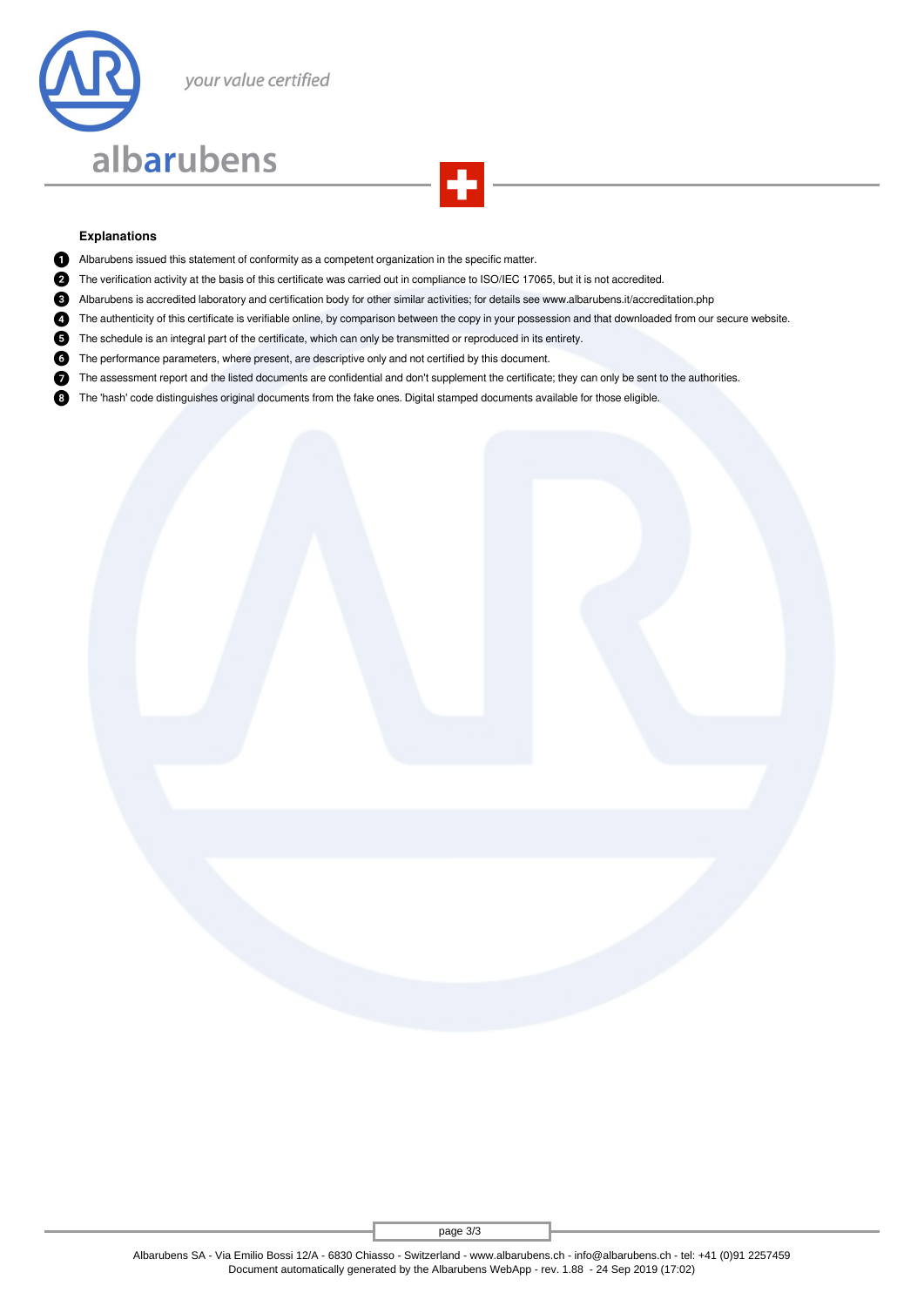### Explanations

1. Albarubens issued this statement of conformity as a competent organization in the specific matter.
2. The verification activity at the basis of this certificate was carried out in compliance to ISO/IEC 17065, but it is not accredited.
3. Albarubens is accredited laboratory and certification body for other similar activities; for details see www.albarubens.it/accreditation.php
4. The authenticity of this certificate is verifiable online, by comparison between the copy in your possession and that downloaded from our secure website.
5. The schedule is an integral part of the certificate, which can only be transmitted or reproduced in its entirety.
6. The performance parameters, where present, are descriptive only and not certified by this document.
7. The assessment report and the listed documents are confidential and don't supplement the certificate; they can only be sent to the authorities.
8. The 'hash' code distinguishes original documents from the fake ones. Digital stamped documents available for those eligible.